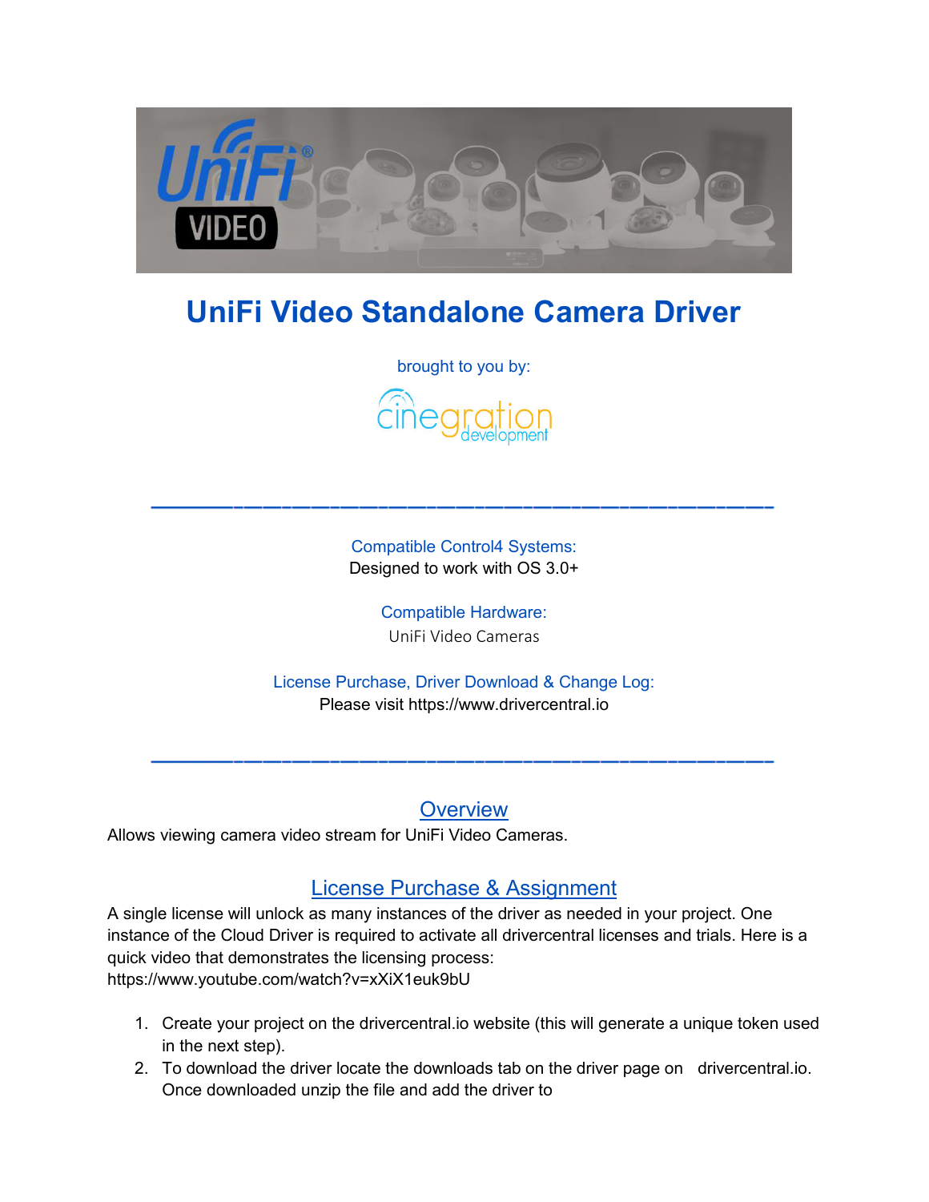# UniFi Video Standalone Camera Driver

brought to you by:

cinegration development

---

Compatible Control4 Systems:
Designed to work with OS 3.0+

Compatible Hardware:
UniFi Video Cameras

License Purchase, Driver Download & Change Log:
Please visit https://www.drivercentral.io

---

## Overview

Allows viewing camera video stream for UniFi Video Cameras.

## License Purchase & Assignment

A single license will unlock as many instances of the driver as needed in your project. One instance of the Cloud Driver is required to activate all drivercentral licenses and trials. Here is a quick video that demonstrates the licensing process:
https://www.youtube.com/watch?v=xXiX1euk9bU

1. Create your project on the drivercentral.io website (this will generate a unique token used in the next step).
2. To download the driver locate the downloads tab on the driver page on drivercentral.io. Once downloaded unzip the file and add the driver to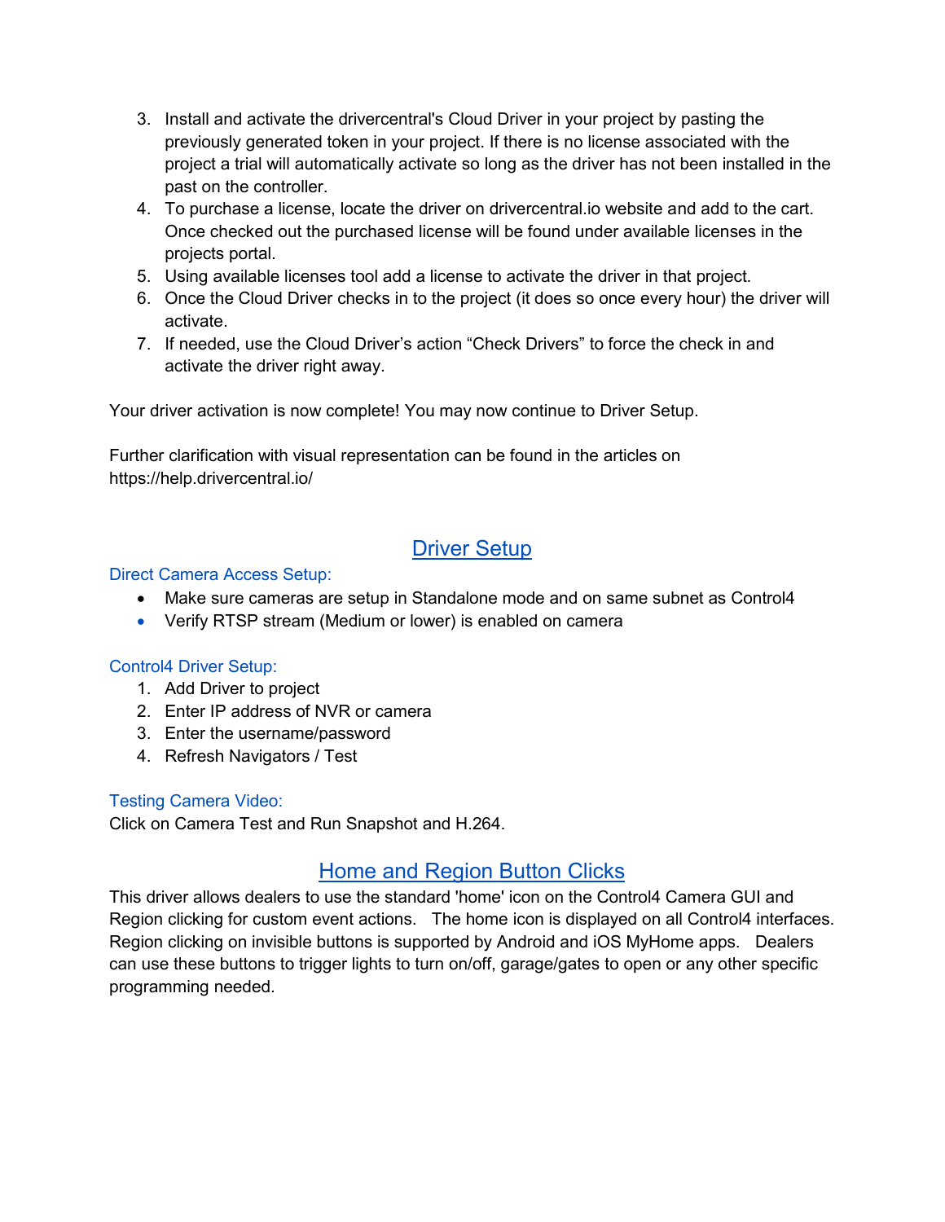3. Install and activate the drivercentral's Cloud Driver in your project by pasting the previously generated token in your project. If there is no license associated with the project a trial will automatically activate so long as the driver has not been installed in the past on the controller.
4. To purchase a license, locate the driver on drivercentral.io website and add to the cart. Once checked out the purchased license will be found under available licenses in the projects portal.
5. Using available licenses tool add a license to activate the driver in that project.
6. Once the Cloud Driver checks in to the project (it does so once every hour) the driver will activate.
7. If needed, use the Cloud Driver's action "Check Drivers" to force the check in and activate the driver right away.

Your driver activation is now complete! You may now continue to Driver Setup.

Further clarification with visual representation can be found in the articles on https://help.drivercentral.io/

## Driver Setup

### Direct Camera Access Setup:

- Make sure cameras are setup in Standalone mode and on same subnet as Control4
- Verify RTSP stream (Medium or lower) is enabled on camera

### Control4 Driver Setup:

1. Add Driver to project
2. Enter IP address of NVR or camera
3. Enter the username/password
4. Refresh Navigators / Test

### Testing Camera Video:

Click on Camera Test and Run Snapshot and H.264.

## Home and Region Button Clicks

This driver allows dealers to use the standard 'home' icon on the Control4 Camera GUI and Region clicking for custom event actions. The home icon is displayed on all Control4 interfaces. Region clicking on invisible buttons is supported by Android and iOS MyHome apps. Dealers can use these buttons to trigger lights to turn on/off, garage/gates to open or any other specific programming needed.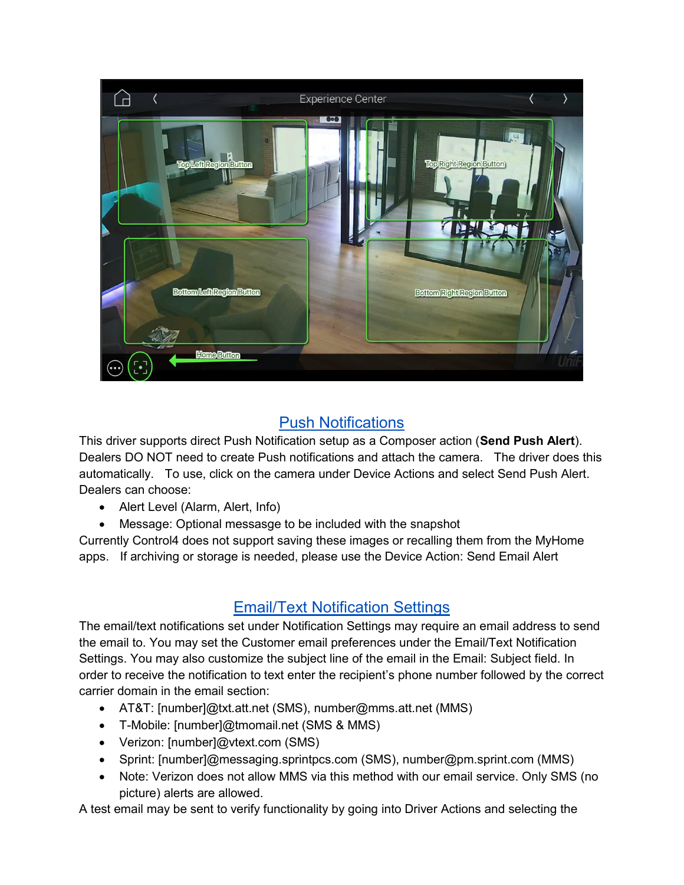## Push Notifications

This driver supports direct Push Notification setup as a Composer action (**Send Push Alert**). Dealers DO NOT need to create Push notifications and attach the camera. The driver does this automatically. To use, click on the camera under Device Actions and select Send Push Alert. Dealers can choose:

- Alert Level (Alarm, Alert, Info)
- Message: Optional messasge to be included with the snapshot

Currently Control4 does not support saving these images or recalling them from the MyHome apps. If archiving or storage is needed, please use the Device Action: Send Email Alert

## Email/Text Notification Settings

The email/text notifications set under Notification Settings may require an email address to send the email to. You may set the Customer email preferences under the Email/Text Notification Settings. You may also customize the subject line of the email in the Email: Subject field. In order to receive the notification to text enter the recipient's phone number followed by the correct carrier domain in the email section:

- AT&T: [number]@txt.att.net (SMS), number@mms.att.net (MMS)
- T-Mobile: [number]@tmomail.net (SMS & MMS)
- Verizon: [number]@vtext.com (SMS)
- Sprint: [number]@messaging.sprintpcs.com (SMS), number@pm.sprint.com (MMS)
- Note: Verizon does not allow MMS via this method with our email service. Only SMS (no picture) alerts are allowed.

A test email may be sent to verify functionality by going into Driver Actions and selecting the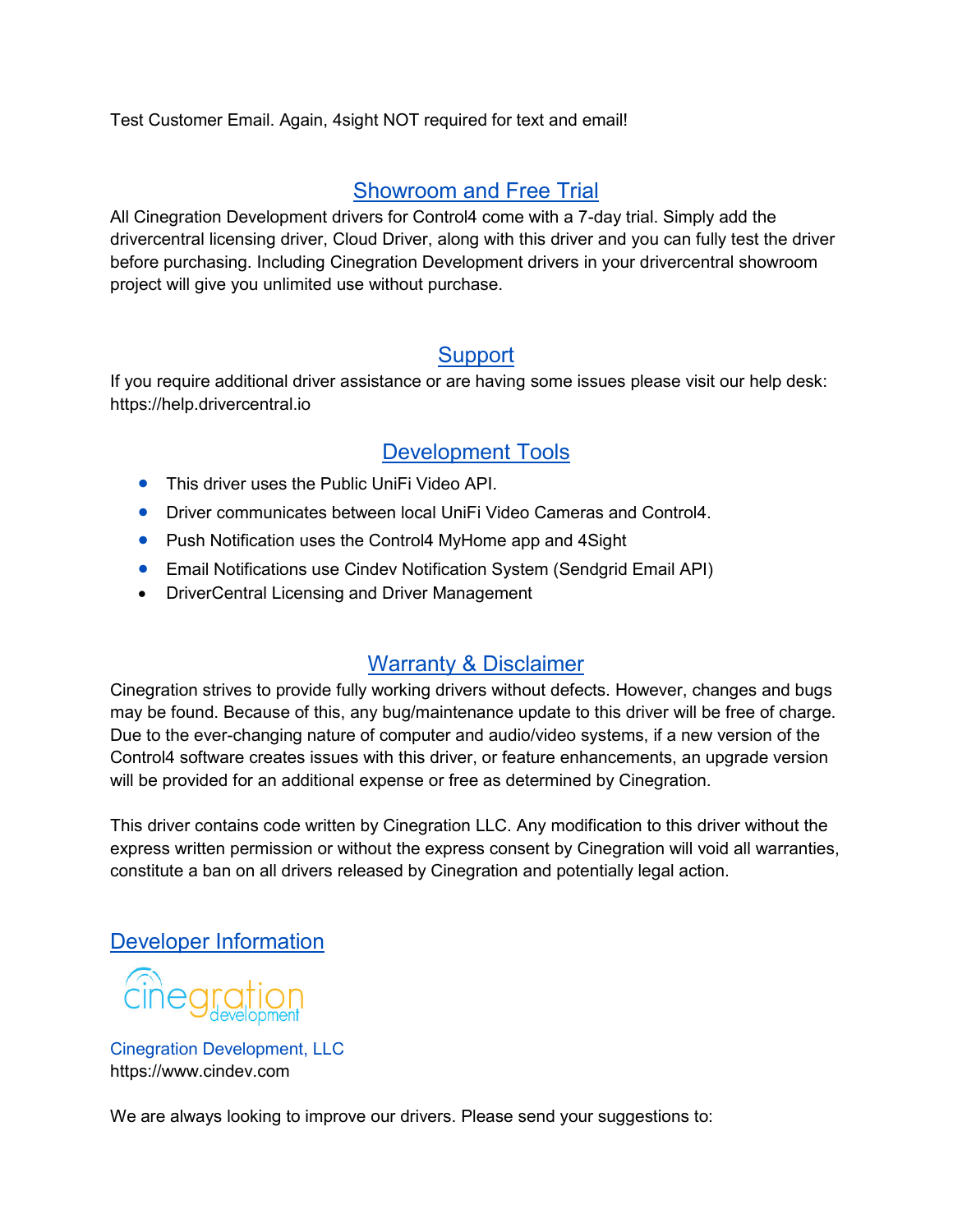Test Customer Email. Again, 4sight NOT required for text and email!

## Showroom and Free Trial

All Cinegration Development drivers for Control4 come with a 7-day trial. Simply add the drivercentral licensing driver, Cloud Driver, along with this driver and you can fully test the driver before purchasing. Including Cinegration Development drivers in your drivercentral showroom project will give you unlimited use without purchase.

## Support

If you require additional driver assistance or are having some issues please visit our help desk: https://help.drivercentral.io

## Development Tools

- This driver uses the Public UniFi Video API.
- Driver communicates between local UniFi Video Cameras and Control4.
- Push Notification uses the Control4 MyHome app and 4Sight
- Email Notifications use Cindev Notification System (Sendgrid Email API)
- DriverCentral Licensing and Driver Management

## Warranty & Disclaimer

Cinegration strives to provide fully working drivers without defects. However, changes and bugs may be found. Because of this, any bug/maintenance update to this driver will be free of charge. Due to the ever-changing nature of computer and audio/video systems, if a new version of the Control4 software creates issues with this driver, or feature enhancements, an upgrade version will be provided for an additional expense or free as determined by Cinegration.

This driver contains code written by Cinegration LLC. Any modification to this driver without the express written permission or without the express consent by Cinegration will void all warranties, constitute a ban on all drivers released by Cinegration and potentially legal action.

## Developer Information

cinegration development

Cinegration Development, LLC
https://www.cindev.com

We are always looking to improve our drivers. Please send your suggestions to: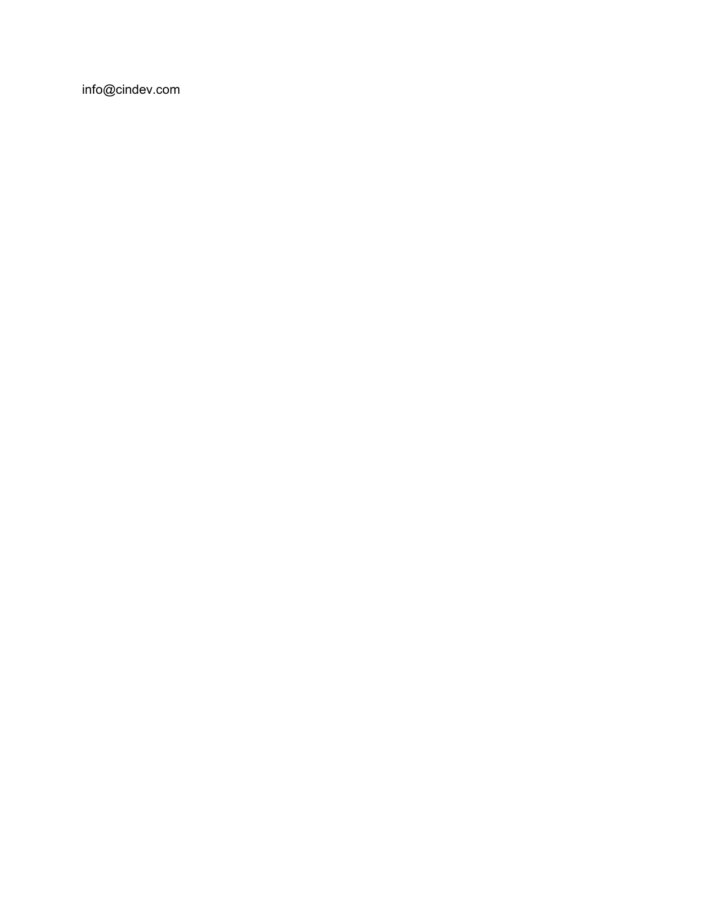info@cindev.com